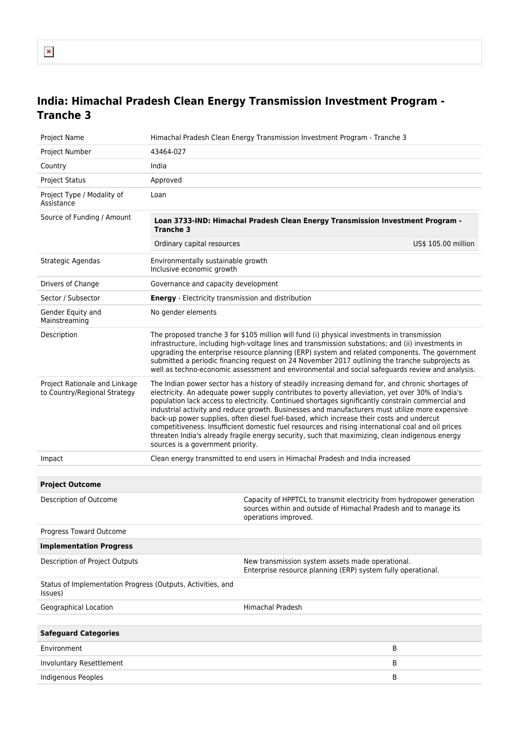# India: Himachal Pradesh Clean Energy Transmission Investment Program - Tranche 3

| | |
|---|---|
| Project Name | Himachal Pradesh Clean Energy Transmission Investment Program - Tranche 3 |
| Project Number | 43464-027 |
| Country | India |
| Project Status | Approved |
| Project Type / Modality of Assistance | Loan |
| Source of Funding / Amount | **Loan 3733-IND: Himachal Pradesh Clean Energy Transmission Investment Program - Tranche 3**<br>Ordinary capital resources — US$ 105.00 million |
| Strategic Agendas | Environmentally sustainable growth<br>Inclusive economic growth |
| Drivers of Change | Governance and capacity development |
| Sector / Subsector | **Energy** - Electricity transmission and distribution |
| Gender Equity and Mainstreaming | No gender elements |
| Description | The proposed tranche 3 for $105 million will fund (i) physical investments in transmission infrastructure, including high-voltage lines and transmission substations; and (ii) investments in upgrading the enterprise resource planning (ERP) system and related components. The government submitted a periodic financing request on 24 November 2017 outlining the tranche subprojects as well as techno-economic assessment and environmental and social safeguards review and analysis. |
| Project Rationale and Linkage to Country/Regional Strategy | The Indian power sector has a history of steadily increasing demand for, and chronic shortages of electricity. An adequate power supply contributes to poverty alleviation, yet over 30% of India's population lack access to electricity. Continued shortages significantly constrain commercial and industrial activity and reduce growth. Businesses and manufacturers must utilize more expensive back-up power supplies, often diesel fuel-based, which increase their costs and undercut competitiveness. Insufficient domestic fuel resources and rising international coal and oil prices threaten India's already fragile energy security, such that maximizing, clean indigenous energy sources is a government priority. |
| Impact | Clean energy transmitted to end users in Himachal Pradesh and India increased |

| **Project Outcome** | |
|---|---|
| Description of Outcome | Capacity of HPPTCL to transmit electricity from hydropower generation sources within and outside of Himachal Pradesh and to manage its operations improved. |
| Progress Toward Outcome | |
| **Implementation Progress** | |
| Description of Project Outputs | New transmission system assets made operational.<br>Enterprise resource planning (ERP) system fully operational. |
| Status of Implementation Progress (Outputs, Activities, and Issues) | |
| Geographical Location | Himachal Pradesh |

| **Safeguard Categories** | |
|---|---|
| Environment | B |
| Involuntary Resettlement | B |
| Indigenous Peoples | B |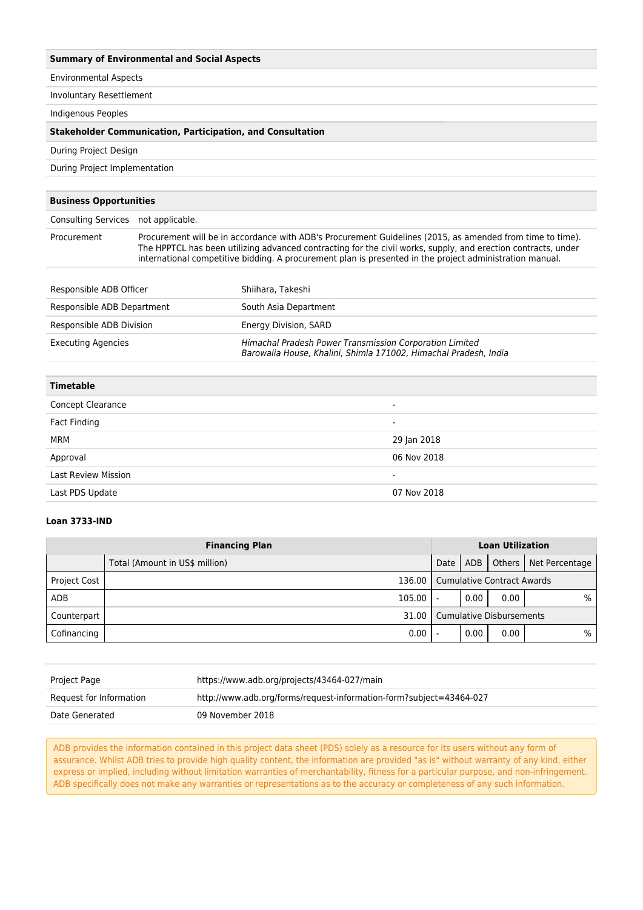| Summary of Environmental and Social Aspects |
| --- |
| Environmental Aspects |
| Involuntary Resettlement |
| Indigenous Peoples |

| Stakeholder Communication, Participation, and Consultation |
| --- |
| During Project Design |
| During Project Implementation |

| Business Opportunities | |
| --- | --- |
| Consulting Services | not applicable. |
| Procurement | Procurement will be in accordance with ADB's Procurement Guidelines (2015, as amended from time to time). The HPPTCL has been utilizing advanced contracting for the civil works, supply, and erection contracts, under international competitive bidding. A procurement plan is presented in the project administration manual. |

| | |
| --- | --- |
| Responsible ADB Officer | Shiihara, Takeshi |
| Responsible ADB Department | South Asia Department |
| Responsible ADB Division | Energy Division, SARD |
| Executing Agencies | *Himachal Pradesh Power Transmission Corporation Limited*<br>*Barowalia House, Khalini, Shimla 171002, Himachal Pradesh, India* |

| Timetable | |
| --- | --- |
| Concept Clearance | - |
| Fact Finding | - |
| MRM | 29 Jan 2018 |
| Approval | 06 Nov 2018 |
| Last Review Mission | - |
| Last PDS Update | 07 Nov 2018 |

**Loan 3733-IND**

| Financing Plan | | Loan Utilization | | | |
| --- | --- | --- | --- | --- | --- |
| | Total (Amount in US$ million) | Date | ADB | Others | Net Percentage |
| Project Cost | 136.00 | Cumulative Contract Awards | | | |
| ADB | 105.00 | - | 0.00 | 0.00 | % |
| Counterpart | 31.00 | Cumulative Disbursements | | | |
| Cofinancing | 0.00 | - | 0.00 | 0.00 | % |

| | |
| --- | --- |
| Project Page | https://www.adb.org/projects/43464-027/main |
| Request for Information | http://www.adb.org/forms/request-information-form?subject=43464-027 |
| Date Generated | 09 November 2018 |

ADB provides the information contained in this project data sheet (PDS) solely as a resource for its users without any form of assurance. Whilst ADB tries to provide high quality content, the information are provided "as is" without warranty of any kind, either express or implied, including without limitation warranties of merchantability, fitness for a particular purpose, and non-infringement. ADB specifically does not make any warranties or representations as to the accuracy or completeness of any such information.